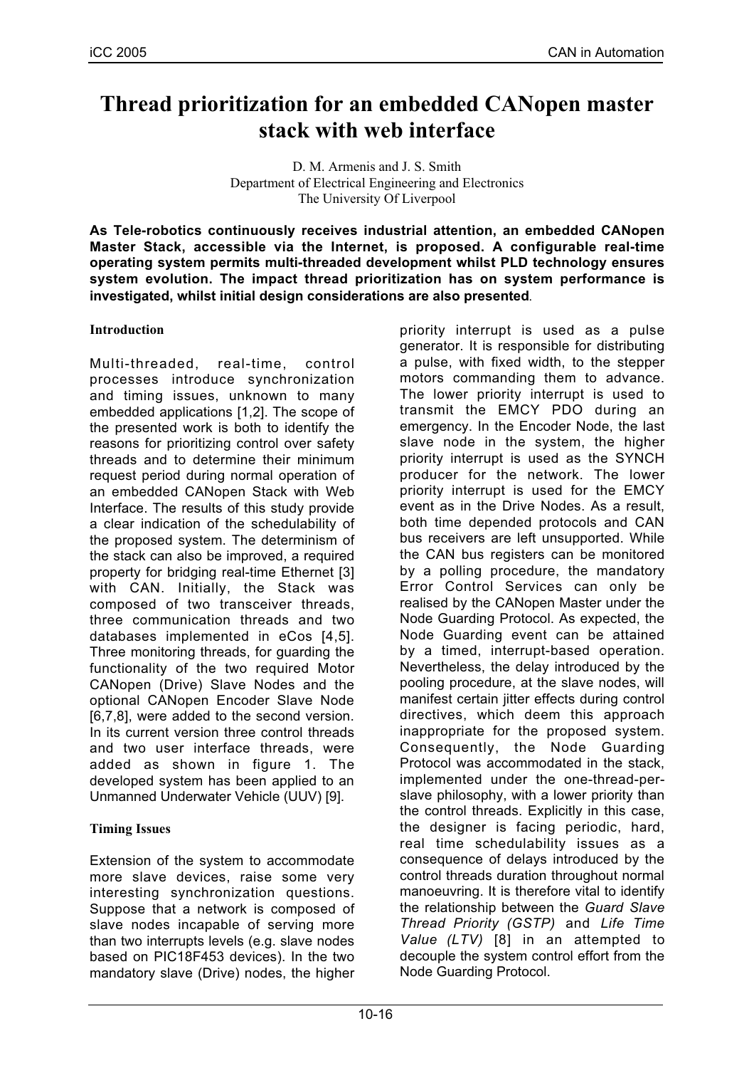# Thread prioritization for an embedded CANopen master stack with web interface

D. M. Armenis and J. S. Smith
Department of Electrical Engineering and Electronics
The University Of Liverpool

**As Tele-robotics continuously receives industrial attention, an embedded CANopen Master Stack, accessible via the Internet, is proposed. A configurable real-time operating system permits multi-threaded development whilst PLD technology ensures system evolution. The impact thread prioritization has on system performance is investigated, whilst initial design considerations are also presented**.

## Introduction

Multi-threaded, real-time, control processes introduce synchronization and timing issues, unknown to many embedded applications [1,2]. The scope of the presented work is both to identify the reasons for prioritizing control over safety threads and to determine their minimum request period during normal operation of an embedded CANopen Stack with Web Interface. The results of this study provide a clear indication of the schedulability of the proposed system. The determinism of the stack can also be improved, a required property for bridging real-time Ethernet [3] with CAN. Initially, the Stack was composed of two transceiver threads, three communication threads and two databases implemented in eCos [4,5]. Three monitoring threads, for guarding the functionality of the two required Motor CANopen (Drive) Slave Nodes and the optional CANopen Encoder Slave Node [6,7,8], were added to the second version. In its current version three control threads and two user interface threads, were added as shown in figure 1. The developed system has been applied to an Unmanned Underwater Vehicle (UUV) [9].

## Timing Issues

Extension of the system to accommodate more slave devices, raise some very interesting synchronization questions. Suppose that a network is composed of slave nodes incapable of serving more than two interrupts levels (e.g. slave nodes based on PIC18F453 devices). In the two mandatory slave (Drive) nodes, the higher priority interrupt is used as a pulse generator. It is responsible for distributing a pulse, with fixed width, to the stepper motors commanding them to advance. The lower priority interrupt is used to transmit the EMCY PDO during an emergency. In the Encoder Node, the last slave node in the system, the higher priority interrupt is used as the SYNCH producer for the network. The lower priority interrupt is used for the EMCY event as in the Drive Nodes. As a result, both time depended protocols and CAN bus receivers are left unsupported. While the CAN bus registers can be monitored by a polling procedure, the mandatory Error Control Services can only be realised by the CANopen Master under the Node Guarding Protocol. As expected, the Node Guarding event can be attained by a timed, interrupt-based operation. Nevertheless, the delay introduced by the pooling procedure, at the slave nodes, will manifest certain jitter effects during control directives, which deem this approach inappropriate for the proposed system. Consequently, the Node Guarding Protocol was accommodated in the stack, implemented under the one-thread-per-slave philosophy, with a lower priority than the control threads. Explicitly in this case, the designer is facing periodic, hard, real time schedulability issues as a consequence of delays introduced by the control threads duration throughout normal manoeuvring. It is therefore vital to identify the relationship between the *Guard Slave Thread Priority (GSTP)* and *Life Time Value (LTV)* [8] in an attempted to decouple the system control effort from the Node Guarding Protocol.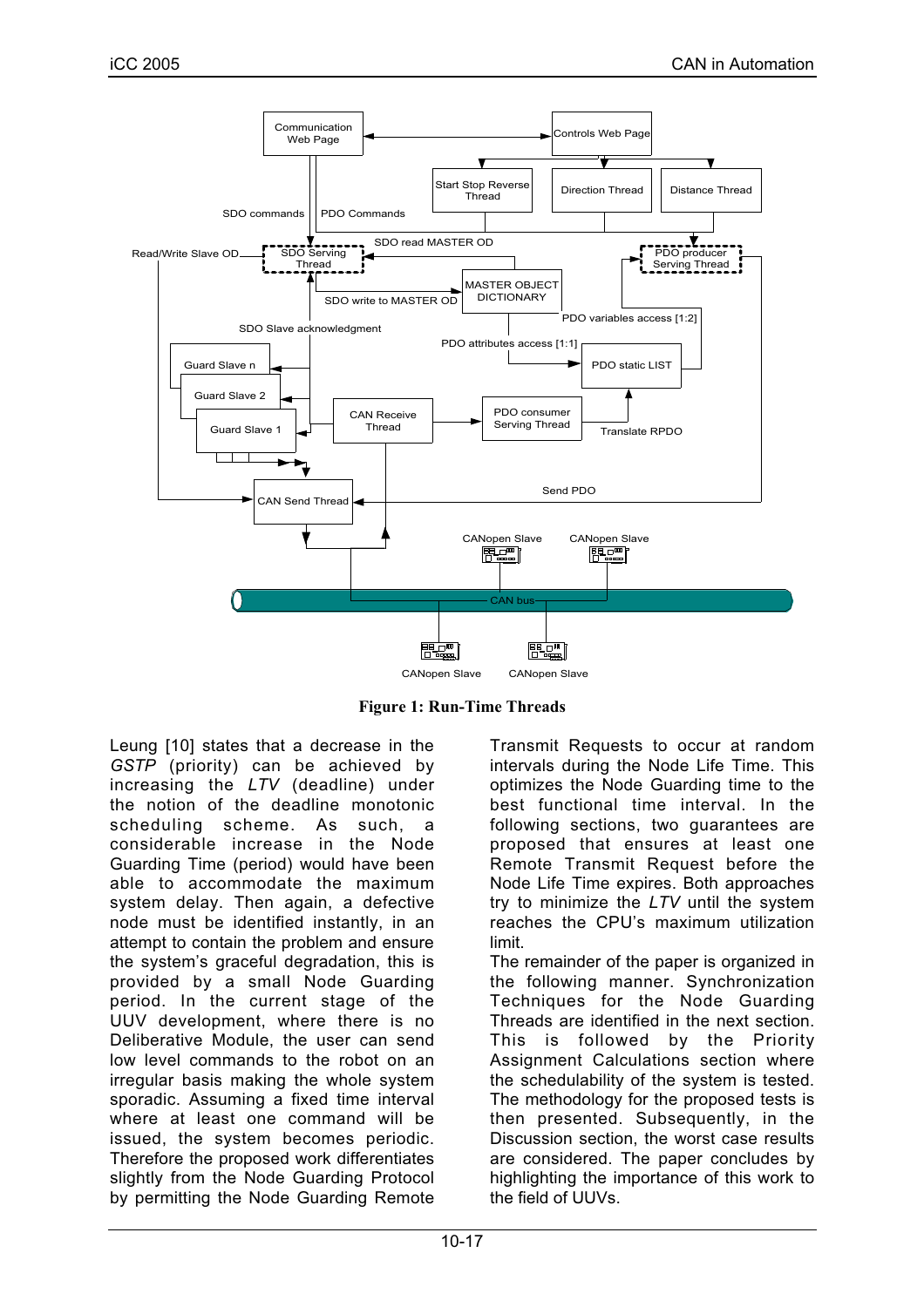Communication Web Page

Controls Web Page

Start Stop Reverse Thread

Direction Thread

Distance Thread

SDO commands

PDO Commands

SDO read MASTER OD

Read/Write Slave OD

SDO Serving Thread

PDO producer Serving Thread

MASTER OBJECT DICTIONARY

SDO write to MASTER OD

PDO variables access [1:2]

SDO Slave acknowledgment

PDO attributes access [1:1]

Guard Slave n

PDO static LIST

Guard Slave 2

Guard Slave 1

CAN Receive Thread

PDO consumer Serving Thread

Translate RPDO

Send PDO

CAN Send Thread

CANopen Slave

CANopen Slave

CAN bus

CANopen Slave

CANopen Slave

**Figure 1: Run-Time Threads**

Leung [10] states that a decrease in the *GSTP* (priority) can be achieved by increasing the *LTV* (deadline) under the notion of the deadline monotonic scheduling scheme. As such, a considerable increase in the Node Guarding Time (period) would have been able to accommodate the maximum system delay. Then again, a defective node must be identified instantly, in an attempt to contain the problem and ensure the system's graceful degradation, this is provided by a small Node Guarding period. In the current stage of the UUV development, where there is no Deliberative Module, the user can send low level commands to the robot on an irregular basis making the whole system sporadic. Assuming a fixed time interval where at least one command will be issued, the system becomes periodic. Therefore the proposed work differentiates slightly from the Node Guarding Protocol by permitting the Node Guarding Remote Transmit Requests to occur at random intervals during the Node Life Time. This optimizes the Node Guarding time to the best functional time interval. In the following sections, two guarantees are proposed that ensures at least one Remote Transmit Request before the Node Life Time expires. Both approaches try to minimize the *LTV* until the system reaches the CPU's maximum utilization limit.

The remainder of the paper is organized in the following manner. Synchronization Techniques for the Node Guarding Threads are identified in the next section. This is followed by the Priority Assignment Calculations section where the schedulability of the system is tested. The methodology for the proposed tests is then presented. Subsequently, in the Discussion section, the worst case results are considered. The paper concludes by highlighting the importance of this work to the field of UUVs.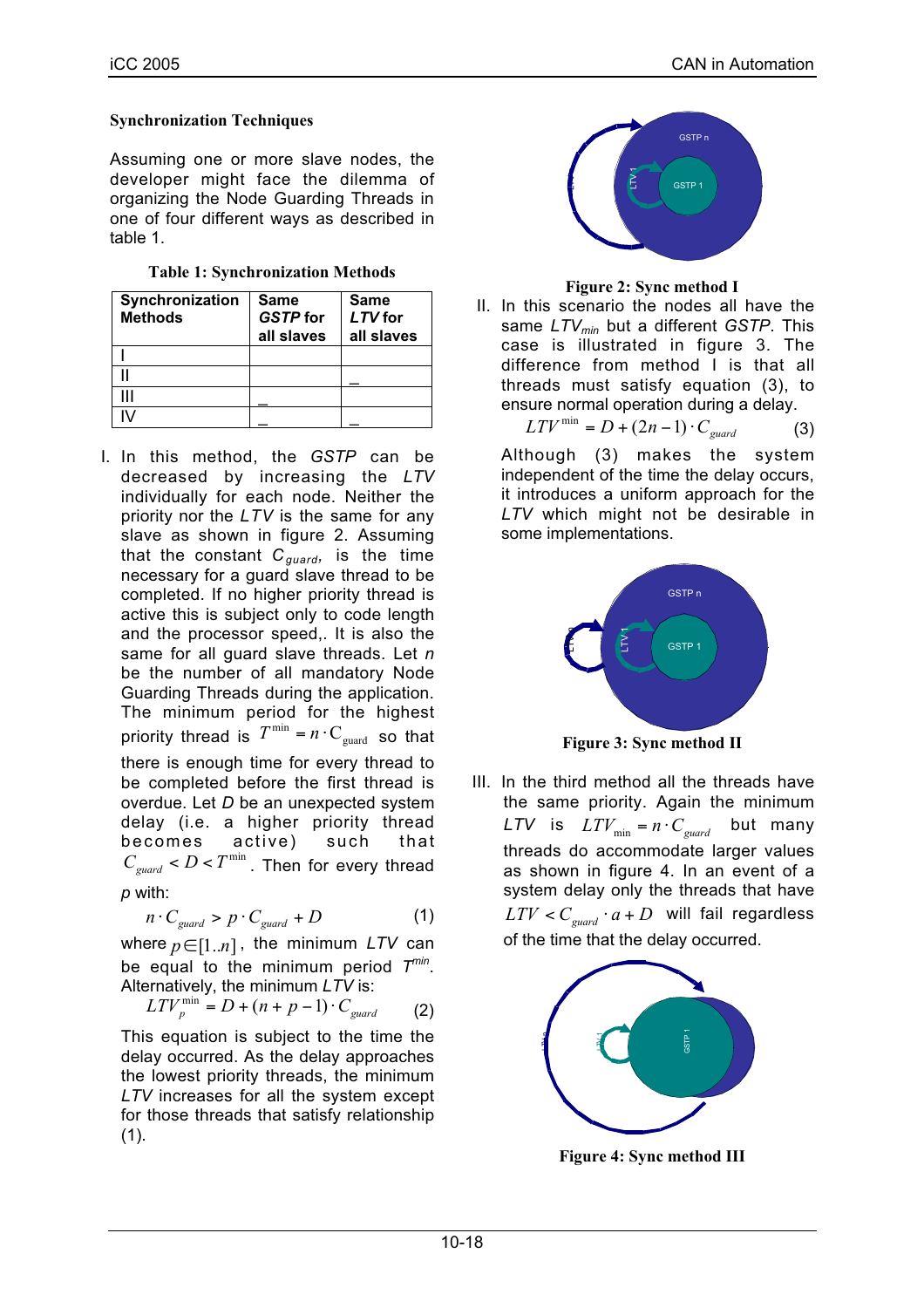**Synchronization Techniques**

Assuming one or more slave nodes, the developer might face the dilemma of organizing the Node Guarding Threads in one of four different ways as described in table 1.

**Table 1: Synchronization Methods**

| Synchronization Methods | Same *GSTP* for all slaves | Same *LTV* for all slaves |
|---|---|---|
| I | | |
| II | | _ |
| III | _ | |
| IV | _ | _ |

I. In this method, the *GSTP* can be decreased by increasing the *LTV* individually for each node. Neither the priority nor the *LTV* is the same for any slave as shown in figure 2. Assuming that the constant $C_{guard}$, is the time necessary for a guard slave thread to be completed. If no higher priority thread is active this is subject only to code length and the processor speed,. It is also the same for all guard slave threads. Let $n$ be the number of all mandatory Node Guarding Threads during the application. The minimum period for the highest priority thread is $T^{\min} = n \cdot C_{\text{guard}}$ so that there is enough time for every thread to be completed before the first thread is overdue. Let $D$ be an unexpected system delay (i.e. a higher priority thread becomes active) such that $C_{guard} < D < T^{\min}$. Then for every thread $p$ with:

$$n \cdot C_{guard} > p \cdot C_{guard} + D \qquad (1)$$

where $p \in [1..n]$, the minimum *LTV* can be equal to the minimum period $T^{min}$. Alternatively, the minimum *LTV* is:

$$LTV_{p}^{\min} = D + (n + p - 1) \cdot C_{guard} \qquad (2)$$

This equation is subject to the time the delay occurred. As the delay approaches the lowest priority threads, the minimum *LTV* increases for all the system except for those threads that satisfy relationship (1).

GSTP n

LTV 1

GSTP 1

**Figure 2: Sync method I**

II. In this scenario the nodes all have the same $LTV_{min}$ but a different *GSTP*. This case is illustrated in figure 3. The difference from method I is that all threads must satisfy equation (3), to ensure normal operation during a delay.

$$LTV^{\min} = D + (2n - 1) \cdot C_{guard} \qquad (3)$$

Although (3) makes the system independent of the time the delay occurs, it introduces a uniform approach for the *LTV* which might not be desirable in some implementations.

GSTP n

LTV 1

GSTP 1

**Figure 3: Sync method II**

III. In the third method all the threads have the same priority. Again the minimum *LTV* is $LTV_{\min} = n \cdot C_{guard}$ but many threads do accommodate larger values as shown in figure 4. In an event of a system delay only the threads that have $LTV < C_{guard} \cdot a + D$ will fail regardless of the time that the delay occurred.

LTV 1

GSTP 1

**Figure 4: Sync method III**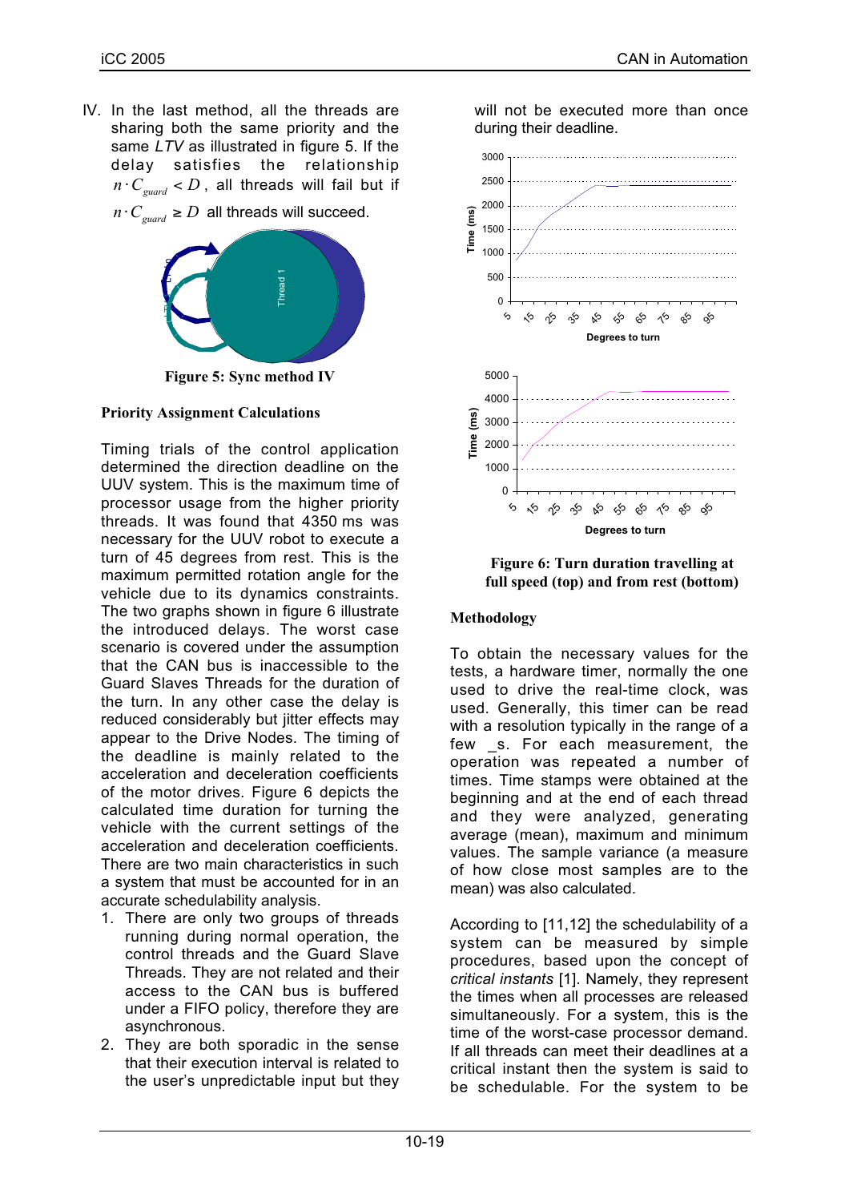IV. In the last method, all the threads are sharing both the same priority and the same *LTV* as illustrated in figure 5. If the delay satisfies the relationship $n \cdot C_{guard} < D$, all threads will fail but if $n \cdot C_{guard} \geq D$ all threads will succeed.

**Figure 5: Sync method IV**

**Priority Assignment Calculations**

Timing trials of the control application determined the direction deadline on the UUV system. This is the maximum time of processor usage from the higher priority threads. It was found that 4350 ms was necessary for the UUV robot to execute a turn of 45 degrees from rest. This is the maximum permitted rotation angle for the vehicle due to its dynamics constraints. The two graphs shown in figure 6 illustrate the introduced delays. The worst case scenario is covered under the assumption that the CAN bus is inaccessible to the Guard Slaves Threads for the duration of the turn. In any other case the delay is reduced considerably but jitter effects may appear to the Drive Nodes. The timing of the deadline is mainly related to the acceleration and deceleration coefficients of the motor drives. Figure 6 depicts the calculated time duration for turning the vehicle with the current settings of the acceleration and deceleration coefficients. There are two main characteristics in such a system that must be accounted for in an accurate schedulability analysis.

1. There are only two groups of threads running during normal operation, the control threads and the Guard Slave Threads. They are not related and their access to the CAN bus is buffered under a FIFO policy, therefore they are asynchronous.
2. They are both sporadic in the sense that their execution interval is related to the user's unpredictable input but they will not be executed more than once during their deadline.

**Figure 6: Turn duration travelling at full speed (top) and from rest (bottom)**

**Methodology**

To obtain the necessary values for the tests, a hardware timer, normally the one used to drive the real-time clock, was used. Generally, this timer can be read with a resolution typically in the range of a few _s. For each measurement, the operation was repeated a number of times. Time stamps were obtained at the beginning and at the end of each thread and they were analyzed, generating average (mean), maximum and minimum values. The sample variance (a measure of how close most samples are to the mean) was also calculated.

According to [11,12] the schedulability of a system can be measured by simple procedures, based upon the concept of *critical instants* [1]. Namely, they represent the times when all processes are released simultaneously. For a system, this is the time of the worst-case processor demand. If all threads can meet their deadlines at a critical instant then the system is said to be schedulable. For the system to be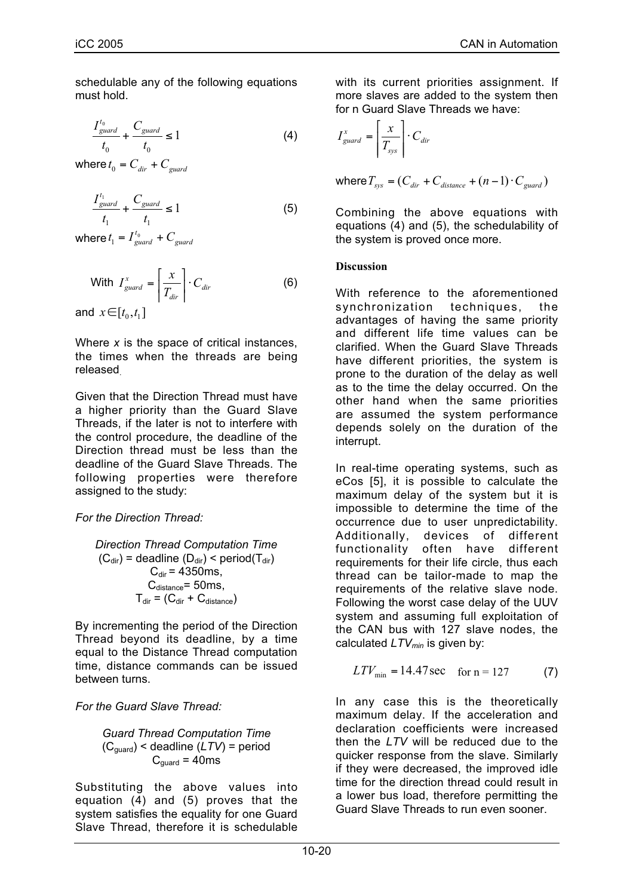schedulable any of the following equations must hold.

$$\frac{I_{guard}^{t_0}}{t_0} + \frac{C_{guard}}{t_0} \leq 1 \qquad (4)$$

where $t_0 = C_{dir} + C_{guard}$

$$\frac{I_{guard}^{t_1}}{t_1} + \frac{C_{guard}}{t_1} \leq 1 \qquad (5)$$

where $t_1 = I_{guard}^{t_0} + C_{guard}$

$$\text{With } I_{guard}^{x} = \left\lceil \frac{x}{T_{dir}} \right\rceil \cdot C_{dir} \qquad (6)$$

and $x \in [t_0, t_1]$

Where *x* is the space of critical instances, the times when the threads are being released.

Given that the Direction Thread must have a higher priority than the Guard Slave Threads, if the later is not to interfere with the control procedure, the deadline of the Direction thread must be less than the deadline of the Guard Slave Threads. The following properties were therefore assigned to the study:

*For the Direction Thread:*

*Direction Thread Computation Time*
($C_{dir}$) = deadline ($D_{dir}$) < period($T_{dir}$)
$C_{dir}$ = 4350ms,
$C_{distance}$= 50ms,
$T_{dir} = (C_{dir} + C_{distance})$

By incrementing the period of the Direction Thread beyond its deadline, by a time equal to the Distance Thread computation time, distance commands can be issued between turns.

*For the Guard Slave Thread:*

*Guard Thread Computation Time*
($C_{guard}$) < deadline (*LTV*) = period
$C_{guard}$ = 40ms

Substituting the above values into equation (4) and (5) proves that the system satisfies the equality for one Guard Slave Thread, therefore it is schedulable with its current priorities assignment. If more slaves are added to the system then for n Guard Slave Threads we have:

$$I_{guard}^{x} = \left\lceil \frac{x}{T_{sys}} \right\rceil \cdot C_{dir}$$

where $T_{sys} = (C_{dir} + C_{distance} + (n-1) \cdot C_{guard})$

Combining the above equations with equations (4) and (5), the schedulability of the system is proved once more.

**Discussion**

With reference to the aforementioned synchronization techniques, the advantages of having the same priority and different life time values can be clarified. When the Guard Slave Threads have different priorities, the system is prone to the duration of the delay as well as to the time the delay occurred. On the other hand when the same priorities are assumed the system performance depends solely on the duration of the interrupt.

In real-time operating systems, such as eCos [5], it is possible to calculate the maximum delay of the system but it is impossible to determine the time of the occurrence due to user unpredictability. Additionally, devices of different functionality often have different requirements for their life circle, thus each thread can be tailor-made to map the requirements of the relative slave node. Following the worst case delay of the UUV system and assuming full exploitation of the CAN bus with 127 slave nodes, the calculated $LTV_{min}$ is given by:

$$LTV_{\min} = 14.47\,\text{sec} \quad \text{for n} = 127 \qquad (7)$$

In any case this is the theoretically maximum delay. If the acceleration and declaration coefficients were increased then the *LTV* will be reduced due to the quicker response from the slave. Similarly if they were decreased, the improved idle time for the direction thread could result in a lower bus load, therefore permitting the Guard Slave Threads to run even sooner.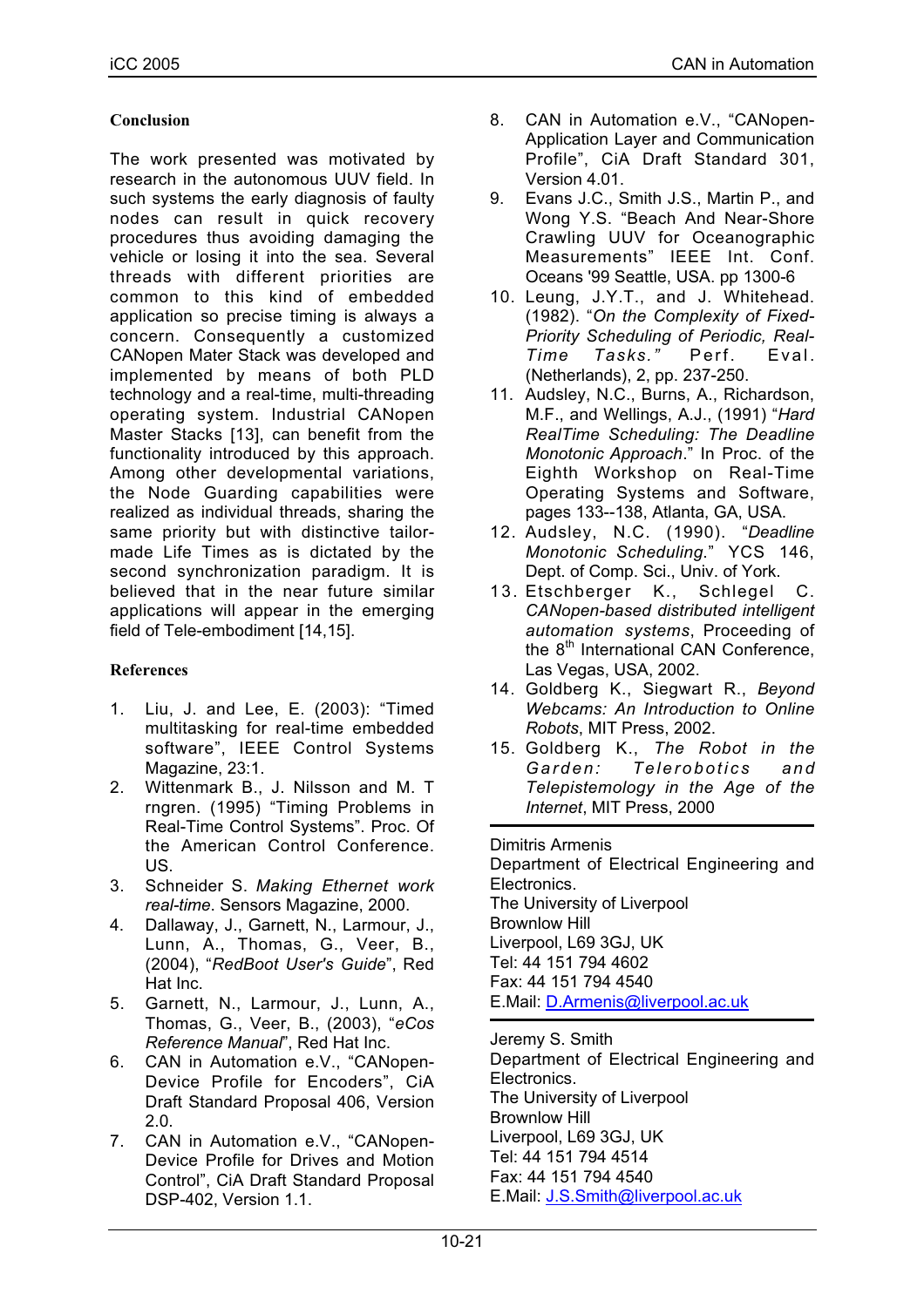## Conclusion

The work presented was motivated by research in the autonomous UUV field. In such systems the early diagnosis of faulty nodes can result in quick recovery procedures thus avoiding damaging the vehicle or losing it into the sea. Several threads with different priorities are common to this kind of embedded application so precise timing is always a concern. Consequently a customized CANopen Mater Stack was developed and implemented by means of both PLD technology and a real-time, multi-threading operating system. Industrial CANopen Master Stacks [13], can benefit from the functionality introduced by this approach. Among other developmental variations, the Node Guarding capabilities were realized as individual threads, sharing the same priority but with distinctive tailor-made Life Times as is dictated by the second synchronization paradigm. It is believed that in the near future similar applications will appear in the emerging field of Tele-embodiment [14,15].

## References

1. Liu, J. and Lee, E. (2003): "Timed multitasking for real-time embedded software", IEEE Control Systems Magazine, 23:1.
2. Wittenmark B., J. Nilsson and M. T rngren. (1995) "Timing Problems in Real-Time Control Systems". Proc. Of the American Control Conference. US.
3. Schneider S. *Making Ethernet work real-time*. Sensors Magazine, 2000.
4. Dallaway, J., Garnett, N., Larmour, J., Lunn, A., Thomas, G., Veer, B., (2004), "*RedBoot User's Guide*", Red Hat Inc.
5. Garnett, N., Larmour, J., Lunn, A., Thomas, G., Veer, B., (2003), "*eCos Reference Manual*", Red Hat Inc.
6. CAN in Automation e.V., "CANopen-Device Profile for Encoders", CiA Draft Standard Proposal 406, Version 2.0.
7. CAN in Automation e.V., "CANopen-Device Profile for Drives and Motion Control", CiA Draft Standard Proposal DSP-402, Version 1.1.
8. CAN in Automation e.V., "CANopen-Application Layer and Communication Profile", CiA Draft Standard 301, Version 4.01.
9. Evans J.C., Smith J.S., Martin P., and Wong Y.S. "Beach And Near-Shore Crawling UUV for Oceanographic Measurements" IEEE Int. Conf. Oceans '99 Seattle, USA. pp 1300-6
10. Leung, J.Y.T., and J. Whitehead. (1982). "*On the Complexity of Fixed-Priority Scheduling of Periodic, Real-Time Tasks.*" Perf. Eval. (Netherlands), 2, pp. 237-250.
11. Audsley, N.C., Burns, A., Richardson, M.F., and Wellings, A.J., (1991) "*Hard RealTime Scheduling: The Deadline Monotonic Approach*." In Proc. of the Eighth Workshop on Real-Time Operating Systems and Software, pages 133--138, Atlanta, GA, USA.
12. Audsley, N.C. (1990). "*Deadline Monotonic Scheduling.*" YCS 146, Dept. of Comp. Sci., Univ. of York.
13. Etschberger K., Schlegel C. *CANopen-based distributed intelligent automation systems*, Proceeding of the 8th International CAN Conference, Las Vegas, USA, 2002.
14. Goldberg K., Siegwart R., *Beyond Webcams: An Introduction to Online Robots*, MIT Press, 2002.
15. Goldberg K., *The Robot in the Garden: Telerobotics and Telepistemology in the Age of the Internet*, MIT Press, 2000

---

Dimitris Armenis
Department of Electrical Engineering and Electronics.
The University of Liverpool
Brownlow Hill
Liverpool, L69 3GJ, UK
Tel: 44 151 794 4602
Fax: 44 151 794 4540
E.Mail: D.Armenis@liverpool.ac.uk

---

Jeremy S. Smith
Department of Electrical Engineering and Electronics.
The University of Liverpool
Brownlow Hill
Liverpool, L69 3GJ, UK
Tel: 44 151 794 4514
Fax: 44 151 794 4540
E.Mail: J.S.Smith@liverpool.ac.uk